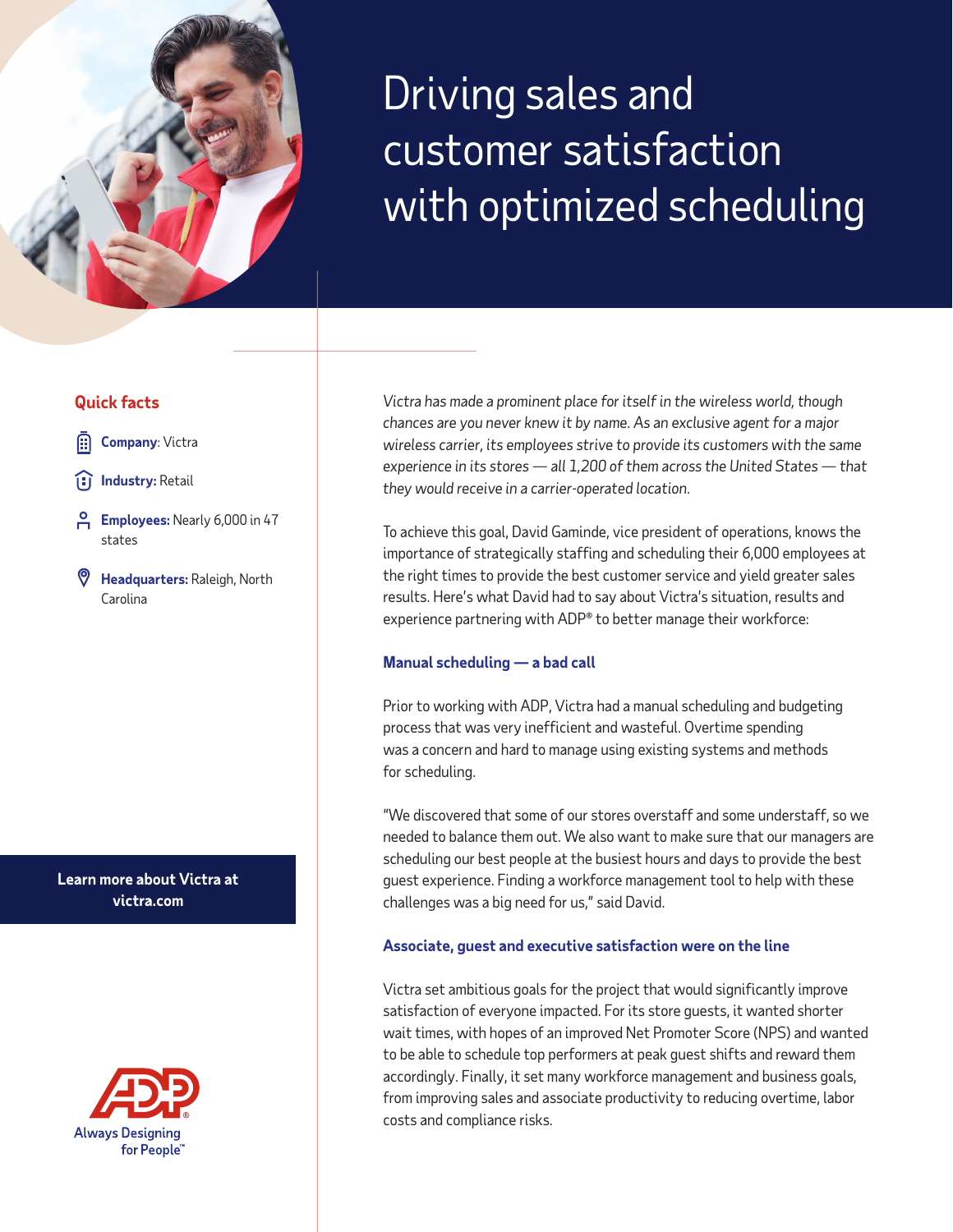# Driving sales and customer satisfaction with optimized scheduling

## Quick facts

**Company**: Victra

**Industry:** Retail

**Employees:** Nearly 6,000 in 47 states

**Headquarters:** Raleigh, North Carolina

**Learn more about Victra at victra.com**

*Victra has made a prominent place for itself in the wireless world, though chances are you never knew it by name. As an exclusive agent for a major wireless carrier, its employees strive to provide its customers with the same experience in its stores — all 1,200 of them across the United States — that they would receive in a carrier-operated location.*

To achieve this goal, David Gaminde, vice president of operations, knows the importance of strategically staffing and scheduling their 6,000 employees at the right times to provide the best customer service and yield greater sales results. Here's what David had to say about Victra's situation, results and experience partnering with ADP® to better manage their workforce:

### Manual scheduling — a bad call

Prior to working with ADP, Victra had a manual scheduling and budgeting process that was very inefficient and wasteful. Overtime spending was a concern and hard to manage using existing systems and methods for scheduling.

"We discovered that some of our stores overstaff and some understaff, so we needed to balance them out. We also want to make sure that our managers are scheduling our best people at the busiest hours and days to provide the best guest experience. Finding a workforce management tool to help with these challenges was a big need for us," said David.

### Associate, guest and executive satisfaction were on the line

Victra set ambitious goals for the project that would significantly improve satisfaction of everyone impacted. For its store guests, it wanted shorter wait times, with hopes of an improved Net Promoter Score (NPS) and wanted to be able to schedule top performers at peak guest shifts and reward them accordingly. Finally, it set many workforce management and business goals, from improving sales and associate productivity to reducing overtime, labor costs and compliance risks.

ADP Always Designing for People™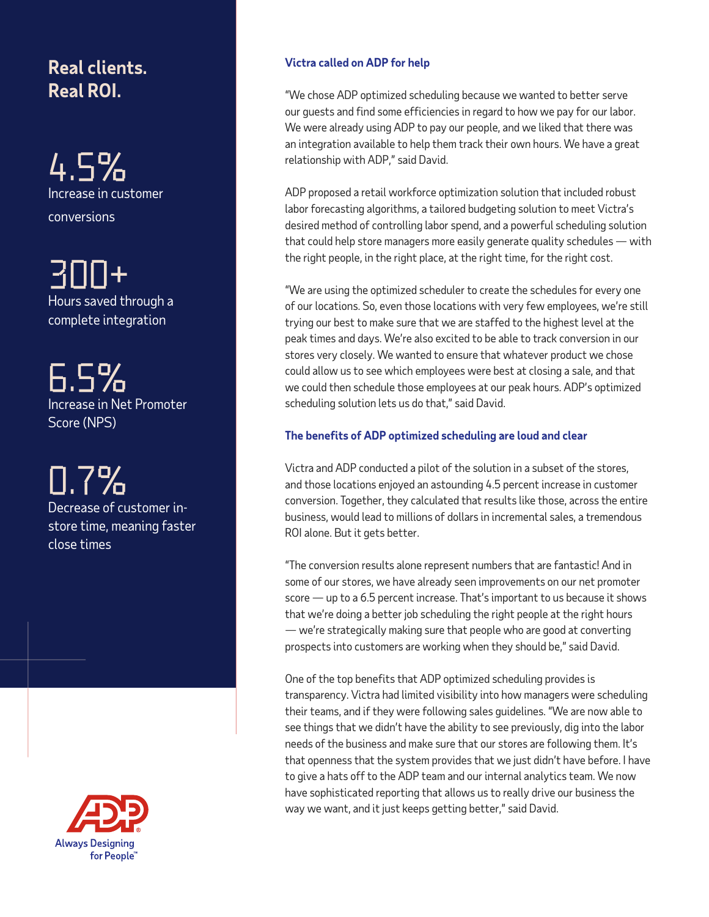## Real clients. Real ROI.

**4.5%**
Increase in customer conversions

**300+**
Hours saved through a complete integration

**6.5%**
Increase in Net Promoter Score (NPS)

**0.7%**
Decrease of customer in-store time, meaning faster close times

### Victra called on ADP for help

"We chose ADP optimized scheduling because we wanted to better serve our guests and find some efficiencies in regard to how we pay for our labor. We were already using ADP to pay our people, and we liked that there was an integration available to help them track their own hours. We have a great relationship with ADP," said David.

ADP proposed a retail workforce optimization solution that included robust labor forecasting algorithms, a tailored budgeting solution to meet Victra's desired method of controlling labor spend, and a powerful scheduling solution that could help store managers more easily generate quality schedules — with the right people, in the right place, at the right time, for the right cost.

"We are using the optimized scheduler to create the schedules for every one of our locations. So, even those locations with very few employees, we're still trying our best to make sure that we are staffed to the highest level at the peak times and days. We're also excited to be able to track conversion in our stores very closely. We wanted to ensure that whatever product we chose could allow us to see which employees were best at closing a sale, and that we could then schedule those employees at our peak hours. ADP's optimized scheduling solution lets us do that," said David.

### The benefits of ADP optimized scheduling are loud and clear

Victra and ADP conducted a pilot of the solution in a subset of the stores, and those locations enjoyed an astounding 4.5 percent increase in customer conversion. Together, they calculated that results like those, across the entire business, would lead to millions of dollars in incremental sales, a tremendous ROI alone. But it gets better.

"The conversion results alone represent numbers that are fantastic! And in some of our stores, we have already seen improvements on our net promoter score — up to a 6.5 percent increase. That's important to us because it shows that we're doing a better job scheduling the right people at the right hours — we're strategically making sure that people who are good at converting prospects into customers are working when they should be," said David.

One of the top benefits that ADP optimized scheduling provides is transparency. Victra had limited visibility into how managers were scheduling their teams, and if they were following sales guidelines. "We are now able to see things that we didn't have the ability to see previously, dig into the labor needs of the business and make sure that our stores are following them. It's that openness that the system provides that we just didn't have before. I have to give a hats off to the ADP team and our internal analytics team. We now have sophisticated reporting that allows us to really drive our business the way we want, and it just keeps getting better," said David.

ADP® Always Designing for People™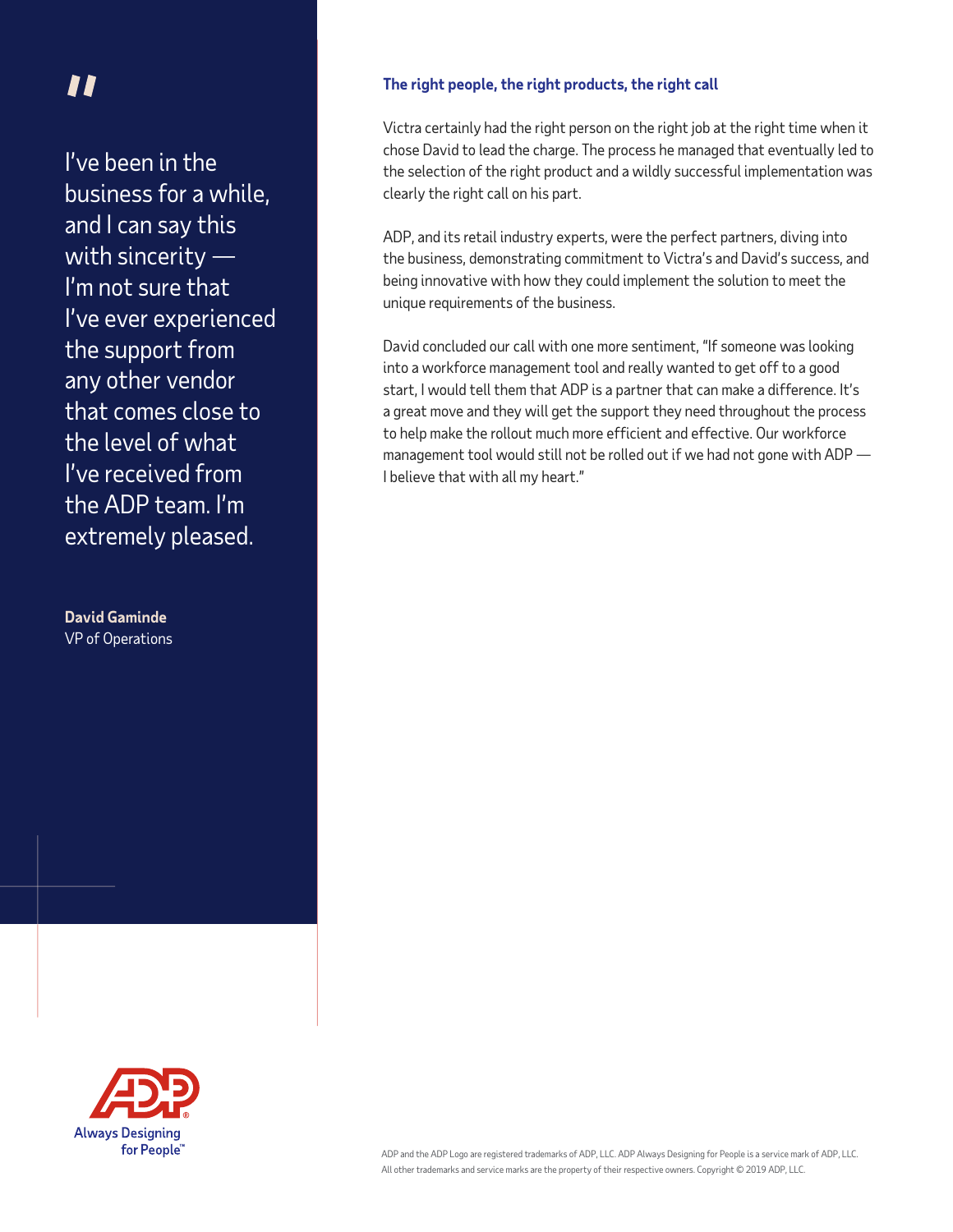> I've been in the business for a while, and I can say this with sincerity — I'm not sure that I've ever experienced the support from any other vendor that comes close to the level of what I've received from the ADP team. I'm extremely pleased.

**David Gaminde**
VP of Operations

### The right people, the right products, the right call

Victra certainly had the right person on the right job at the right time when it chose David to lead the charge. The process he managed that eventually led to the selection of the right product and a wildly successful implementation was clearly the right call on his part.

ADP, and its retail industry experts, were the perfect partners, diving into the business, demonstrating commitment to Victra's and David's success, and being innovative with how they could implement the solution to meet the unique requirements of the business.

David concluded our call with one more sentiment, "If someone was looking into a workforce management tool and really wanted to get off to a good start, I would tell them that ADP is a partner that can make a difference. It's a great move and they will get the support they need throughout the process to help make the rollout much more efficient and effective. Our workforce management tool would still not be rolled out if we had not gone with ADP — I believe that with all my heart."

Always Designing for People™

ADP and the ADP Logo are registered trademarks of ADP, LLC. ADP Always Designing for People is a service mark of ADP, LLC. All other trademarks and service marks are the property of their respective owners. Copyright © 2019 ADP, LLC.